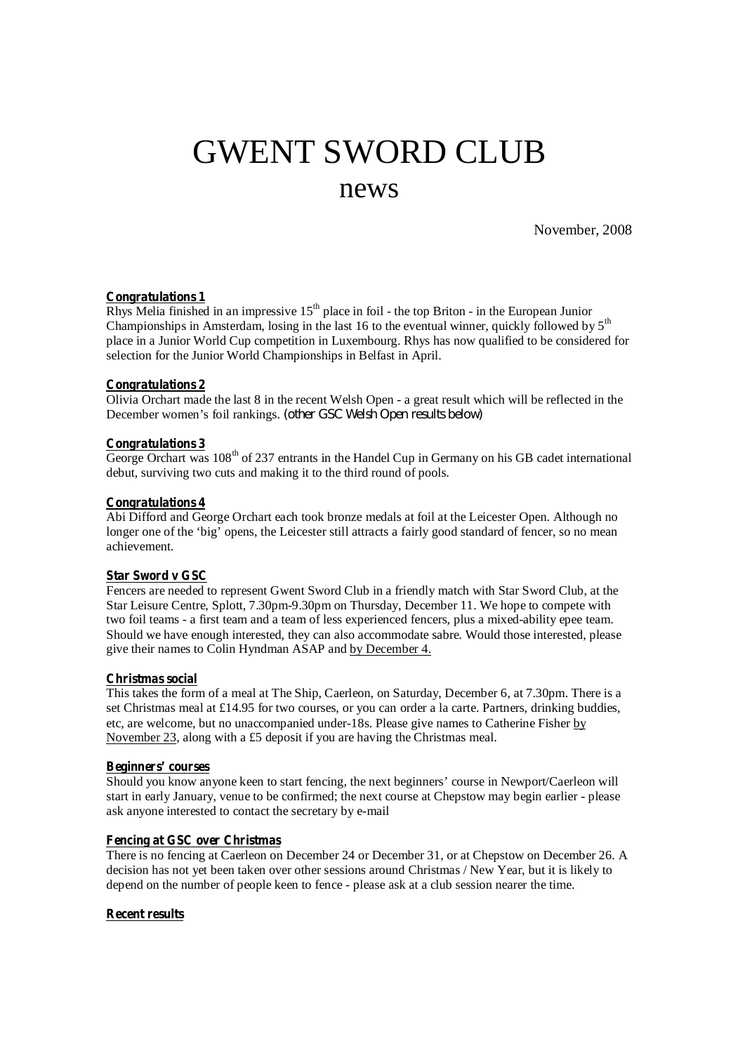# GWENT SWORD CLUB
## news

November, 2008

**Congratulations 1**

Rhys Melia finished in an impressive 15th place in foil - the top Briton - in the European Junior Championships in Amsterdam, losing in the last 16 to the eventual winner, quickly followed by 5th place in a Junior World Cup competition in Luxembourg. Rhys has now qualified to be considered for selection for the Junior World Championships in Belfast in April.

**Congratulations 2**

Olivia Orchart made the last 8 in the recent Welsh Open - a great result which will be reflected in the December women's foil rankings. *(other GSC Welsh Open results below)*

**Congratulations 3**

George Orchart was 108th of 237 entrants in the Handel Cup in Germany on his GB cadet international debut, surviving two cuts and making it to the third round of pools.

**Congratulations 4**

Abi Difford and George Orchart each took bronze medals at foil at the Leicester Open. Although no longer one of the 'big' opens, the Leicester still attracts a fairly good standard of fencer, so no mean achievement.

**Star Sword v GSC**

Fencers are needed to represent Gwent Sword Club in a friendly match with Star Sword Club, at the Star Leisure Centre, Splott, 7.30pm-9.30pm on Thursday, December 11. We hope to compete with two foil teams - a first team and a team of less experienced fencers, plus a mixed-ability epee team. Should we have enough interested, they can also accommodate sabre. Would those interested, please give their names to Colin Hyndman ASAP and by December 4.

**Christmas social**

This takes the form of a meal at The Ship, Caerleon, on Saturday, December 6, at 7.30pm. There is a set Christmas meal at £14.95 for two courses, or you can order a la carte. Partners, drinking buddies, etc, are welcome, but no unaccompanied under-18s. Please give names to Catherine Fisher by November 23, along with a £5 deposit if you are having the Christmas meal.

**Beginners' courses**

Should you know anyone keen to start fencing, the next beginners' course in Newport/Caerleon will start in early January, venue to be confirmed; the next course at Chepstow may begin earlier - please ask anyone interested to contact the secretary by e-mail

**Fencing at GSC over Christmas**

There is no fencing at Caerleon on December 24 or December 31, or at Chepstow on December 26. A decision has not yet been taken over other sessions around Christmas / New Year, but it is likely to depend on the number of people keen to fence - please ask at a club session nearer the time.

**Recent results**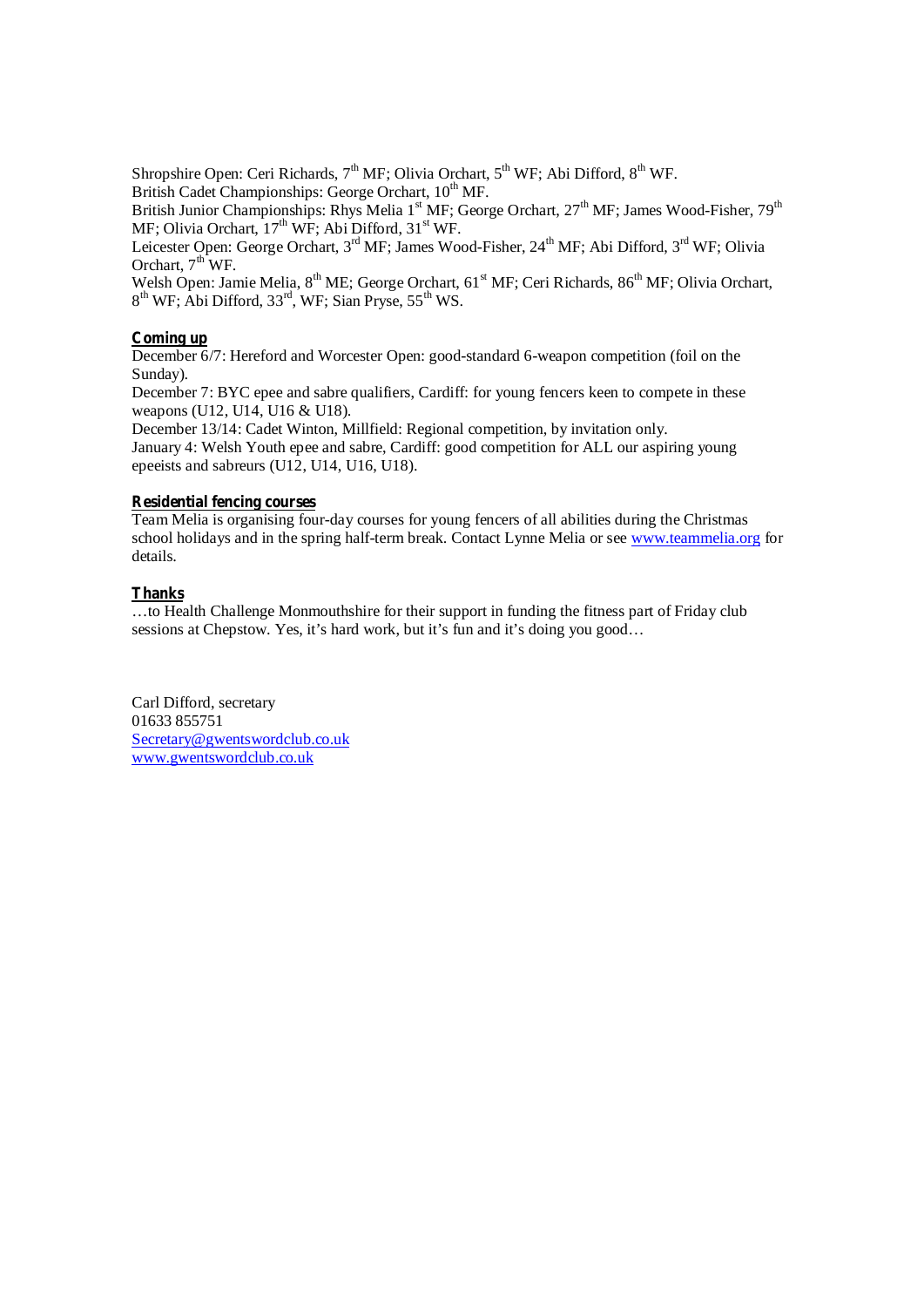Shropshire Open: Ceri Richards, 7th MF; Olivia Orchart, 5th WF; Abi Difford, 8th WF.
British Cadet Championships: George Orchart, 10th MF.
British Junior Championships: Rhys Melia 1st MF; George Orchart, 27th MF; James Wood-Fisher, 79th MF; Olivia Orchart, 17th WF; Abi Difford, 31st WF.
Leicester Open: George Orchart, 3rd MF; James Wood-Fisher, 24th MF; Abi Difford, 3rd WF; Olivia Orchart, 7th WF.
Welsh Open: Jamie Melia, 8th ME; George Orchart, 61st MF; Ceri Richards, 86th MF; Olivia Orchart, 8th WF; Abi Difford, 33rd, WF; Sian Pryse, 55th WS.

**Coming up**

December 6/7: Hereford and Worcester Open: good-standard 6-weapon competition (foil on the Sunday).
December 7: BYC epee and sabre qualifiers, Cardiff: for young fencers keen to compete in these weapons (U12, U14, U16 & U18).
December 13/14: Cadet Winton, Millfield: Regional competition, by invitation only.
January 4: Welsh Youth epee and sabre, Cardiff: good competition for ALL our aspiring young epeeists and sabreurs (U12, U14, U16, U18).

**Residential fencing courses**

Team Melia is organising four-day courses for young fencers of all abilities during the Christmas school holidays and in the spring half-term break. Contact Lynne Melia or see www.teammelia.org for details.

**Thanks**

…to Health Challenge Monmouthshire for their support in funding the fitness part of Friday club sessions at Chepstow. Yes, it's hard work, but it's fun and it's doing you good…

Carl Difford, secretary
01633 855751
Secretary@gwentswordclub.co.uk
www.gwentswordclub.co.uk